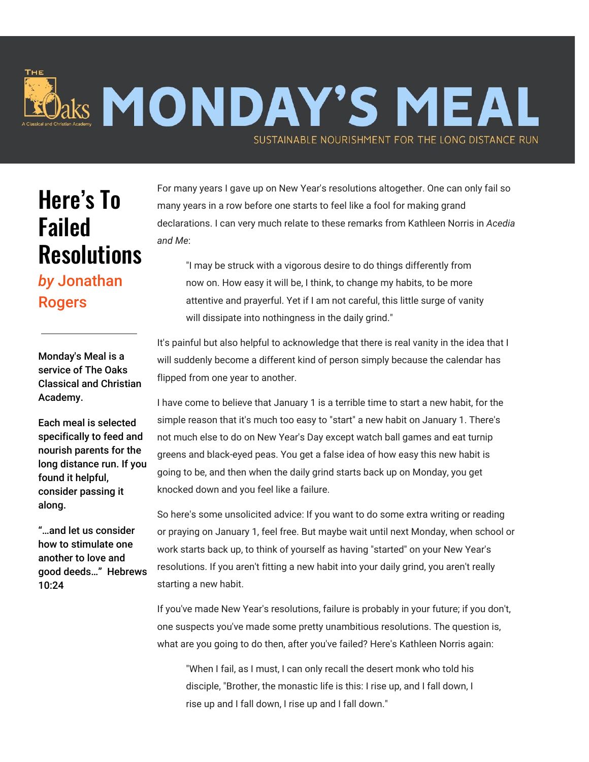# MONDAY'S MEAL

SUSTAINABLE NOURISHMENT FOR THE LONG DISTANCE RUN

## Here's To Failed Resolutions

*by* Jonathan Rogers

**Monday's Meal is a service of The Oaks Classical and Christian Academy.**

**Each meal is selected specifically to feed and nourish parents for the long distance run. If you found it helpful, consider passing it along.**

**"…and let us consider how to stimulate one another to love and good deeds…" Hebrews 10:24**

For many years I gave up on New Year's resolutions altogether. One can only fail so many years in a row before one starts to feel like a fool for making grand declarations. I can very much relate to these remarks from Kathleen Norris in *Acedia and Me*:

> "I may be struck with a vigorous desire to do things differently from now on. How easy it will be, I think, to change my habits, to be more attentive and prayerful. Yet if I am not careful, this little surge of vanity will dissipate into nothingness in the daily grind."

It's painful but also helpful to acknowledge that there is real vanity in the idea that I will suddenly become a different kind of person simply because the calendar has flipped from one year to another.

I have come to believe that January 1 is a terrible time to start a new habit, for the simple reason that it's much too easy to "start" a new habit on January 1. There's not much else to do on New Year's Day except watch ball games and eat turnip greens and black-eyed peas. You get a false idea of how easy this new habit is going to be, and then when the daily grind starts back up on Monday, you get knocked down and you feel like a failure.

So here's some unsolicited advice: If you want to do some extra writing or reading or praying on January 1, feel free. But maybe wait until next Monday, when school or work starts back up, to think of yourself as having "started" on your New Year's resolutions. If you aren't fitting a new habit into your daily grind, you aren't really starting a new habit.

If you've made New Year's resolutions, failure is probably in your future; if you don't, one suspects you've made some pretty unambitious resolutions. The question is, what are you going to do then, after you've failed? Here's Kathleen Norris again:

> "When I fail, as I must, I can only recall the desert monk who told his disciple, "Brother, the monastic life is this: I rise up, and I fall down, I rise up and I fall down, I rise up and I fall down."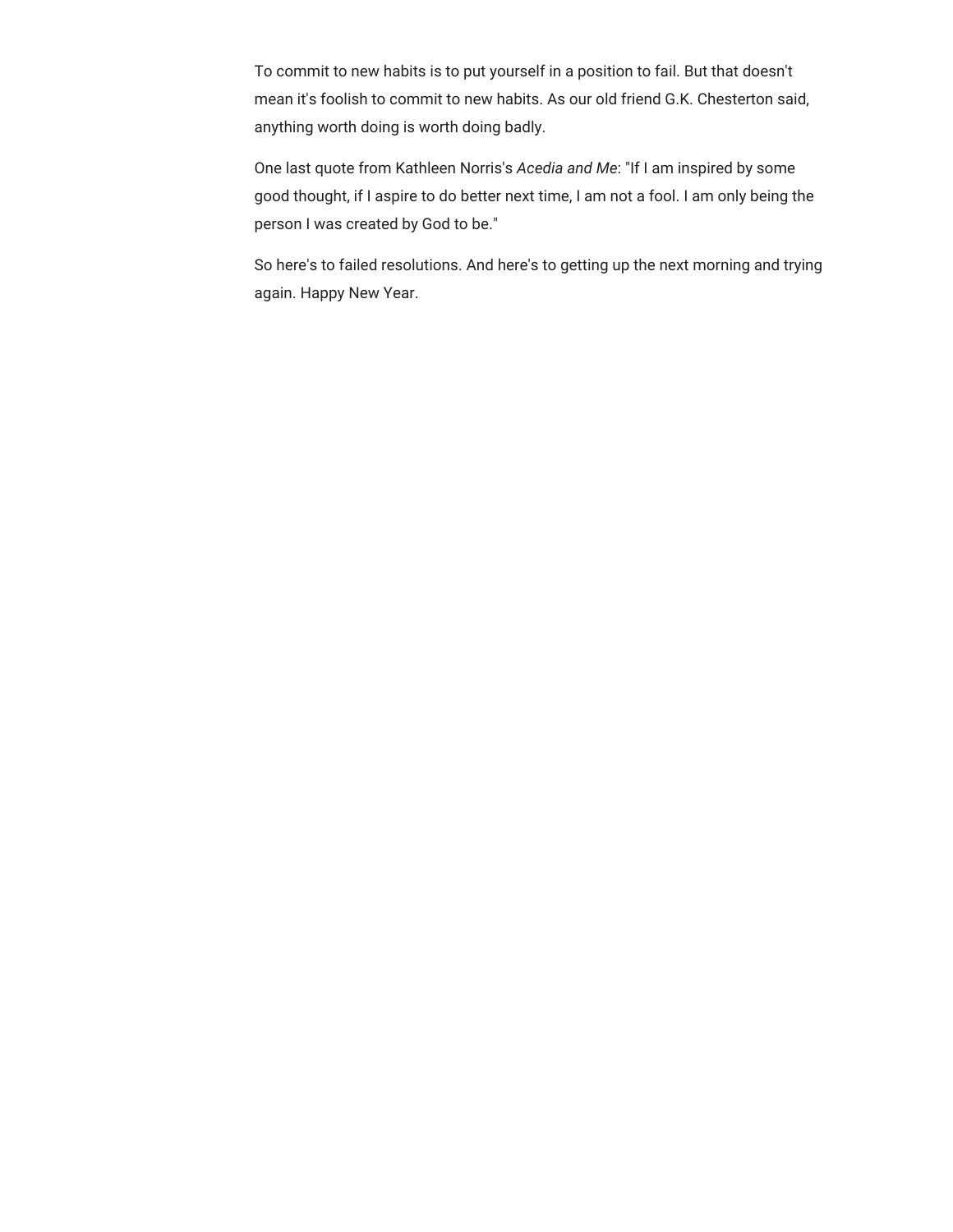To commit to new habits is to put yourself in a position to fail. But that doesn't mean it's foolish to commit to new habits. As our old friend G.K. Chesterton said, anything worth doing is worth doing badly.

One last quote from Kathleen Norris's *Acedia and Me*: "If I am inspired by some good thought, if I aspire to do better next time, I am not a fool. I am only being the person I was created by God to be."

So here's to failed resolutions. And here's to getting up the next morning and trying again. Happy New Year.